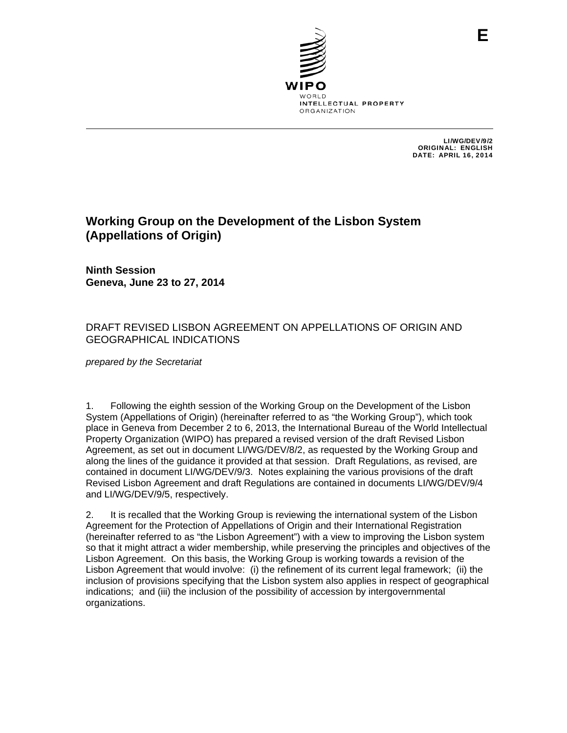E

WIPO
WORLD
INTELLECTUAL PROPERTY
ORGANIZATION

LI/WG/DEV/9/2
ORIGINAL: ENGLISH
DATE: APRIL 16, 2014

# Working Group on the Development of the Lisbon System (Appellations of Origin)

**Ninth Session**
**Geneva, June 23 to 27, 2014**

## DRAFT REVISED LISBON AGREEMENT ON APPELLATIONS OF ORIGIN AND GEOGRAPHICAL INDICATIONS

*prepared by the Secretariat*

1. Following the eighth session of the Working Group on the Development of the Lisbon System (Appellations of Origin) (hereinafter referred to as "the Working Group"), which took place in Geneva from December 2 to 6, 2013, the International Bureau of the World Intellectual Property Organization (WIPO) has prepared a revised version of the draft Revised Lisbon Agreement, as set out in document LI/WG/DEV/8/2, as requested by the Working Group and along the lines of the guidance it provided at that session. Draft Regulations, as revised, are contained in document LI/WG/DEV/9/3. Notes explaining the various provisions of the draft Revised Lisbon Agreement and draft Regulations are contained in documents LI/WG/DEV/9/4 and LI/WG/DEV/9/5, respectively.

2. It is recalled that the Working Group is reviewing the international system of the Lisbon Agreement for the Protection of Appellations of Origin and their International Registration (hereinafter referred to as "the Lisbon Agreement") with a view to improving the Lisbon system so that it might attract a wider membership, while preserving the principles and objectives of the Lisbon Agreement. On this basis, the Working Group is working towards a revision of the Lisbon Agreement that would involve: (i) the refinement of its current legal framework; (ii) the inclusion of provisions specifying that the Lisbon system also applies in respect of geographical indications; and (iii) the inclusion of the possibility of accession by intergovernmental organizations.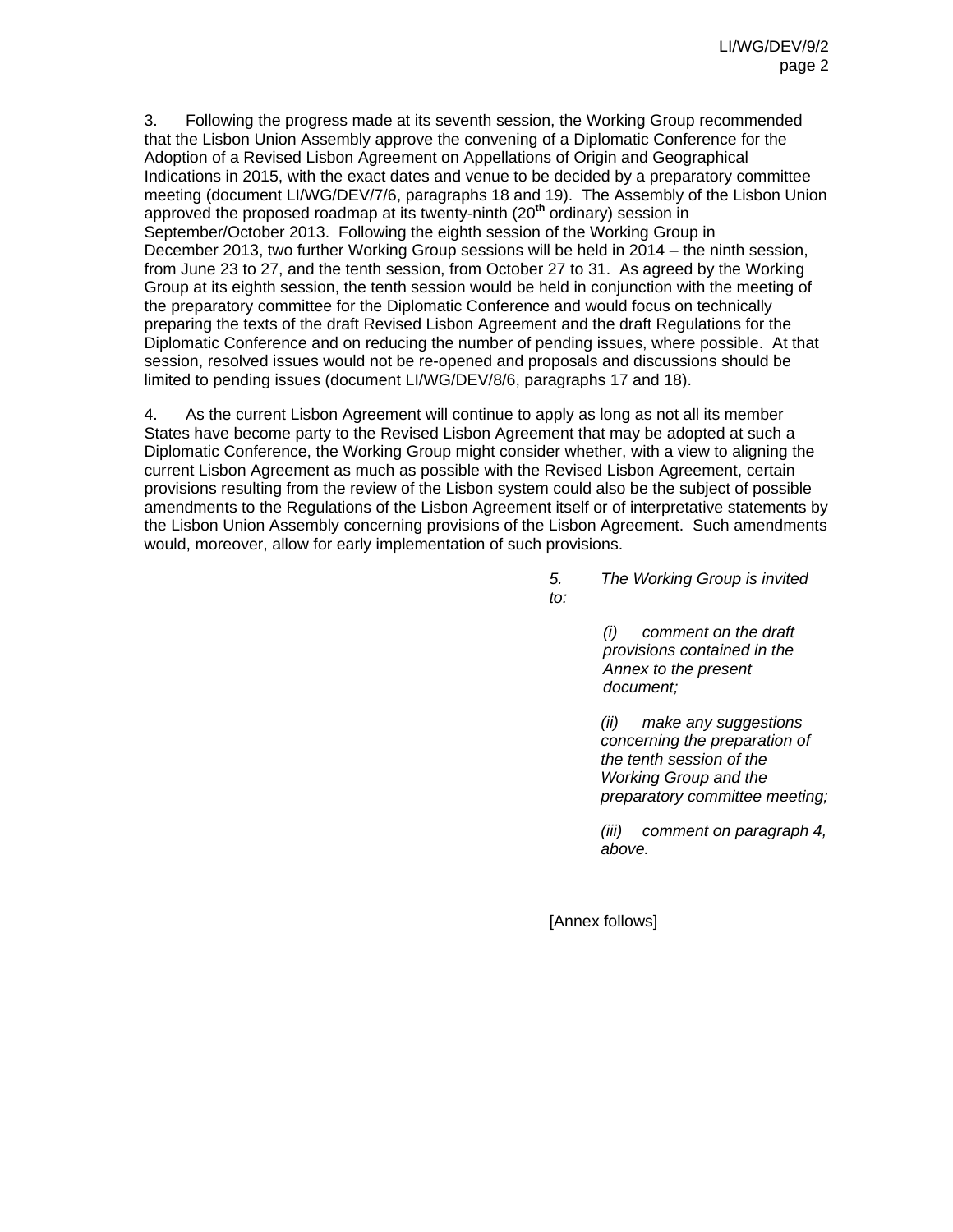3. Following the progress made at its seventh session, the Working Group recommended that the Lisbon Union Assembly approve the convening of a Diplomatic Conference for the Adoption of a Revised Lisbon Agreement on Appellations of Origin and Geographical Indications in 2015, with the exact dates and venue to be decided by a preparatory committee meeting (document LI/WG/DEV/7/6, paragraphs 18 and 19). The Assembly of the Lisbon Union approved the proposed roadmap at its twenty-ninth (20th ordinary) session in September/October 2013. Following the eighth session of the Working Group in December 2013, two further Working Group sessions will be held in 2014 – the ninth session, from June 23 to 27, and the tenth session, from October 27 to 31. As agreed by the Working Group at its eighth session, the tenth session would be held in conjunction with the meeting of the preparatory committee for the Diplomatic Conference and would focus on technically preparing the texts of the draft Revised Lisbon Agreement and the draft Regulations for the Diplomatic Conference and on reducing the number of pending issues, where possible. At that session, resolved issues would not be re-opened and proposals and discussions should be limited to pending issues (document LI/WG/DEV/8/6, paragraphs 17 and 18).

4. As the current Lisbon Agreement will continue to apply as long as not all its member States have become party to the Revised Lisbon Agreement that may be adopted at such a Diplomatic Conference, the Working Group might consider whether, with a view to aligning the current Lisbon Agreement as much as possible with the Revised Lisbon Agreement, certain provisions resulting from the review of the Lisbon system could also be the subject of possible amendments to the Regulations of the Lisbon Agreement itself or of interpretative statements by the Lisbon Union Assembly concerning provisions of the Lisbon Agreement. Such amendments would, moreover, allow for early implementation of such provisions.

*5. The Working Group is invited to:*

*(i) comment on the draft provisions contained in the Annex to the present document;*

*(ii) make any suggestions concerning the preparation of the tenth session of the Working Group and the preparatory committee meeting;*

*(iii) comment on paragraph 4, above.*

[Annex follows]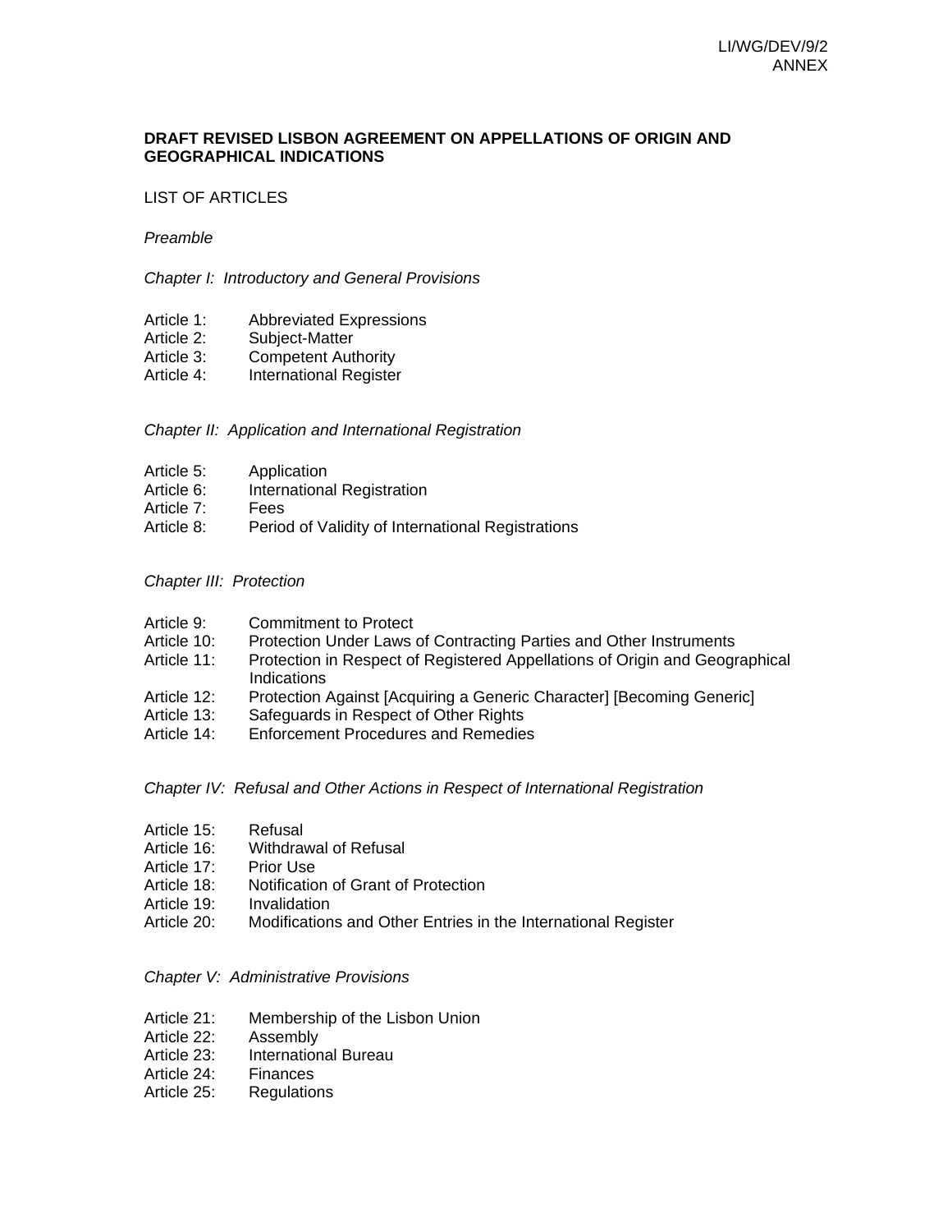**DRAFT REVISED LISBON AGREEMENT ON APPELLATIONS OF ORIGIN AND GEOGRAPHICAL INDICATIONS**

LIST OF ARTICLES

*Preamble*

*Chapter I: Introductory and General Provisions*

Article 1: Abbreviated Expressions
Article 2: Subject-Matter
Article 3: Competent Authority
Article 4: International Register

*Chapter II: Application and International Registration*

Article 5: Application
Article 6: International Registration
Article 7: Fees
Article 8: Period of Validity of International Registrations

*Chapter III: Protection*

Article 9: Commitment to Protect
Article 10: Protection Under Laws of Contracting Parties and Other Instruments
Article 11: Protection in Respect of Registered Appellations of Origin and Geographical Indications
Article 12: Protection Against [Acquiring a Generic Character] [Becoming Generic]
Article 13: Safeguards in Respect of Other Rights
Article 14: Enforcement Procedures and Remedies

*Chapter IV: Refusal and Other Actions in Respect of International Registration*

Article 15: Refusal
Article 16: Withdrawal of Refusal
Article 17: Prior Use
Article 18: Notification of Grant of Protection
Article 19: Invalidation
Article 20: Modifications and Other Entries in the International Register

*Chapter V: Administrative Provisions*

Article 21: Membership of the Lisbon Union
Article 22: Assembly
Article 23: International Bureau
Article 24: Finances
Article 25: Regulations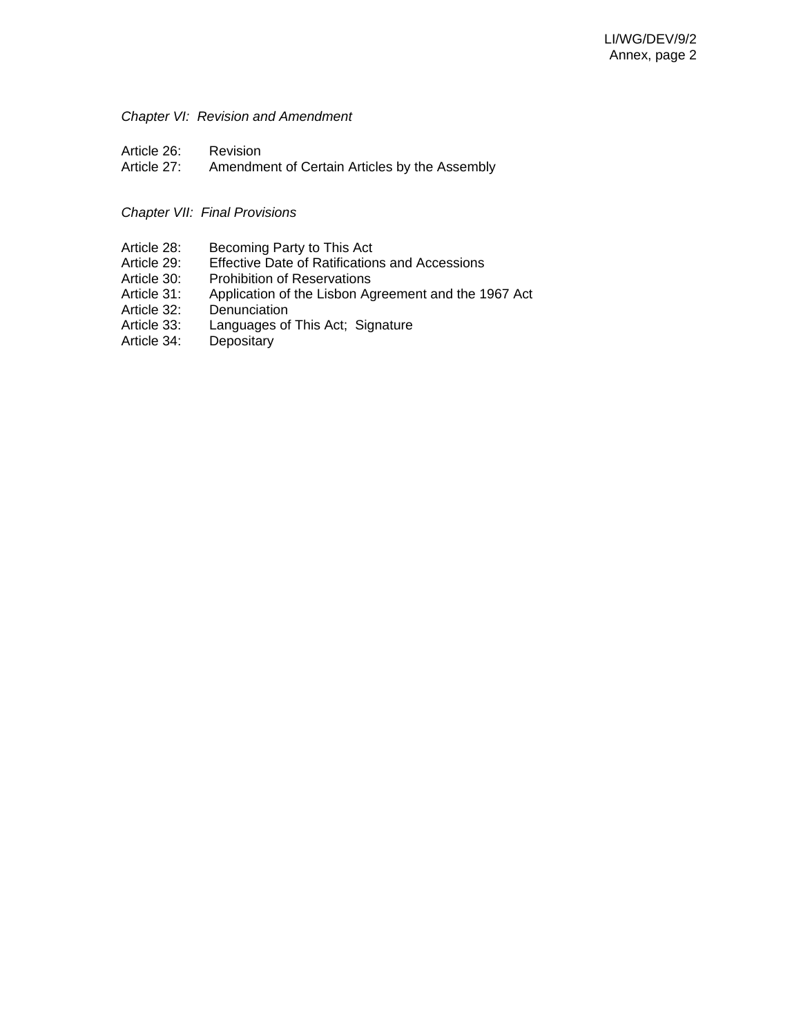*Chapter VI: Revision and Amendment*

Article 26: Revision
Article 27: Amendment of Certain Articles by the Assembly

*Chapter VII: Final Provisions*

Article 28: Becoming Party to This Act
Article 29: Effective Date of Ratifications and Accessions
Article 30: Prohibition of Reservations
Article 31: Application of the Lisbon Agreement and the 1967 Act
Article 32: Denunciation
Article 33: Languages of This Act; Signature
Article 34: Depositary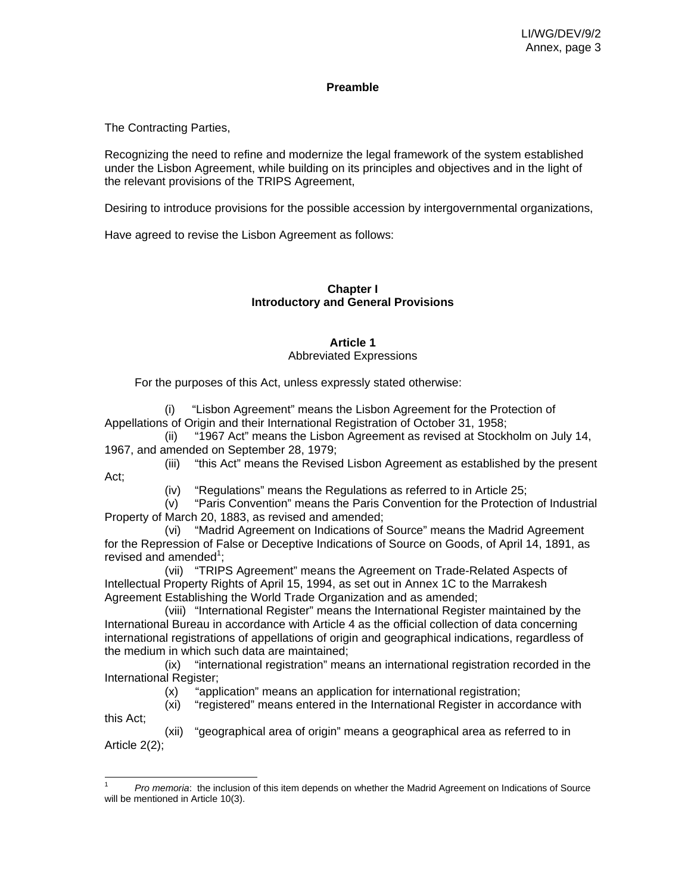## Preamble

The Contracting Parties,

Recognizing the need to refine and modernize the legal framework of the system established under the Lisbon Agreement, while building on its principles and objectives and in the light of the relevant provisions of the TRIPS Agreement,

Desiring to introduce provisions for the possible accession by intergovernmental organizations,

Have agreed to revise the Lisbon Agreement as follows:

## Chapter I
## Introductory and General Provisions

### Article 1
Abbreviated Expressions

For the purposes of this Act, unless expressly stated otherwise:

(i) "Lisbon Agreement" means the Lisbon Agreement for the Protection of Appellations of Origin and their International Registration of October 31, 1958;

(ii) "1967 Act" means the Lisbon Agreement as revised at Stockholm on July 14, 1967, and amended on September 28, 1979;

(iii) "this Act" means the Revised Lisbon Agreement as established by the present Act;

(iv) "Regulations" means the Regulations as referred to in Article 25;

(v) "Paris Convention" means the Paris Convention for the Protection of Industrial Property of March 20, 1883, as revised and amended;

(vi) "Madrid Agreement on Indications of Source" means the Madrid Agreement for the Repression of False or Deceptive Indications of Source on Goods, of April 14, 1891, as revised and amended[1];

(vii) "TRIPS Agreement" means the Agreement on Trade-Related Aspects of Intellectual Property Rights of April 15, 1994, as set out in Annex 1C to the Marrakesh Agreement Establishing the World Trade Organization and as amended;

(viii) "International Register" means the International Register maintained by the International Bureau in accordance with Article 4 as the official collection of data concerning international registrations of appellations of origin and geographical indications, regardless of the medium in which such data are maintained;

(ix) "international registration" means an international registration recorded in the International Register;

(x) "application" means an application for international registration;

(xi) "registered" means entered in the International Register in accordance with this Act;

(xii) "geographical area of origin" means a geographical area as referred to in Article 2(2);

---

[1] *Pro memoria*: the inclusion of this item depends on whether the Madrid Agreement on Indications of Source will be mentioned in Article 10(3).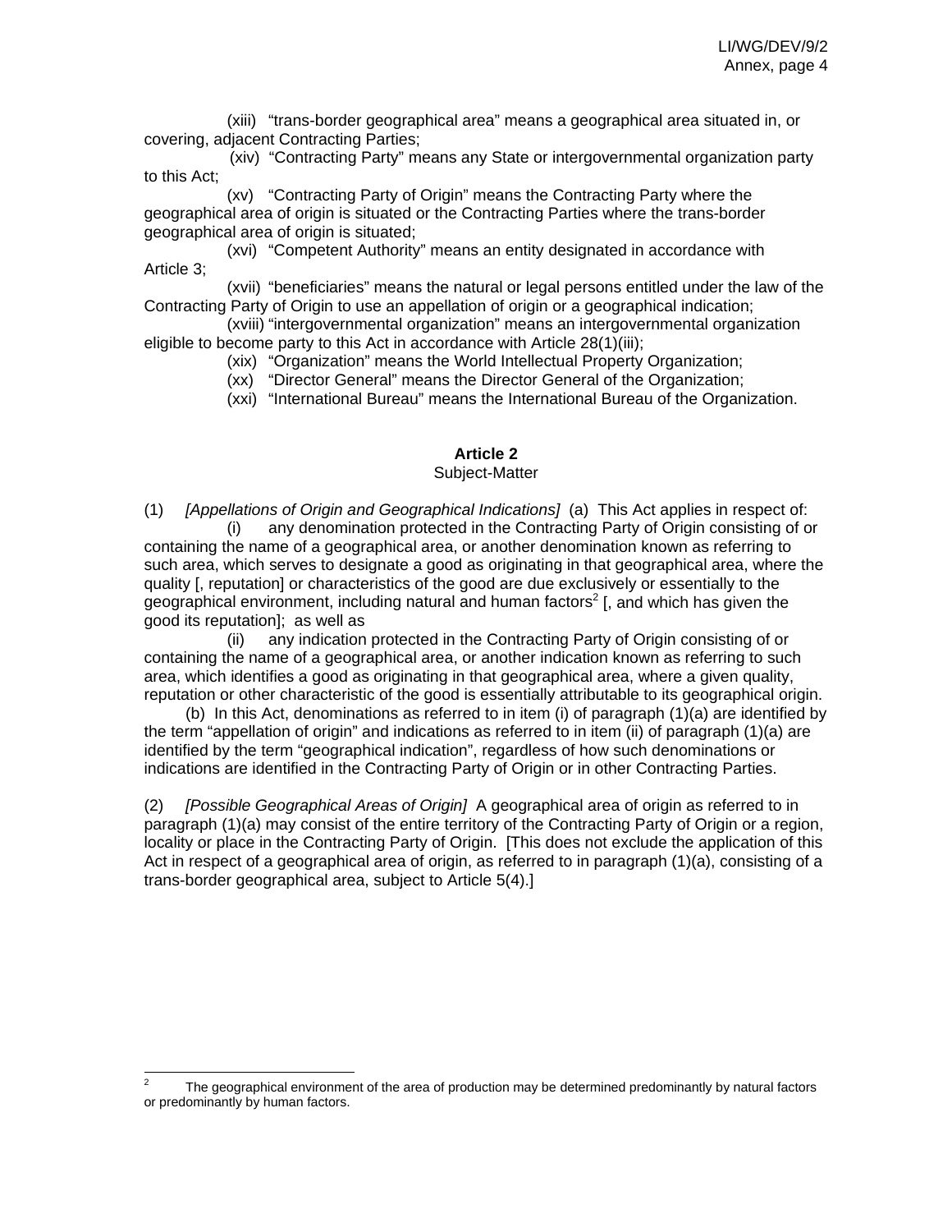(xiii) "trans-border geographical area" means a geographical area situated in, or covering, adjacent Contracting Parties;

(xiv) "Contracting Party" means any State or intergovernmental organization party to this Act;

(xv) "Contracting Party of Origin" means the Contracting Party where the geographical area of origin is situated or the Contracting Parties where the trans-border geographical area of origin is situated;

(xvi) "Competent Authority" means an entity designated in accordance with Article 3;

(xvii) "beneficiaries" means the natural or legal persons entitled under the law of the Contracting Party of Origin to use an appellation of origin or a geographical indication;

(xviii) "intergovernmental organization" means an intergovernmental organization eligible to become party to this Act in accordance with Article 28(1)(iii);

(xix) "Organization" means the World Intellectual Property Organization;

(xx) "Director General" means the Director General of the Organization;

(xxi) "International Bureau" means the International Bureau of the Organization.

### Article 2

Subject-Matter

(1) *[Appellations of Origin and Geographical Indications]* (a) This Act applies in respect of:

(i) any denomination protected in the Contracting Party of Origin consisting of or containing the name of a geographical area, or another denomination known as referring to such area, which serves to designate a good as originating in that geographical area, where the quality [, reputation] or characteristics of the good are due exclusively or essentially to the geographical environment, including natural and human factors[2] [, and which has given the good its reputation]; as well as

(ii) any indication protected in the Contracting Party of Origin consisting of or containing the name of a geographical area, or another indication known as referring to such area, which identifies a good as originating in that geographical area, where a given quality, reputation or other characteristic of the good is essentially attributable to its geographical origin.

(b) In this Act, denominations as referred to in item (i) of paragraph (1)(a) are identified by the term "appellation of origin" and indications as referred to in item (ii) of paragraph (1)(a) are identified by the term "geographical indication", regardless of how such denominations or indications are identified in the Contracting Party of Origin or in other Contracting Parties.

(2) *[Possible Geographical Areas of Origin]* A geographical area of origin as referred to in paragraph (1)(a) may consist of the entire territory of the Contracting Party of Origin or a region, locality or place in the Contracting Party of Origin. [This does not exclude the application of this Act in respect of a geographical area of origin, as referred to in paragraph (1)(a), consisting of a trans-border geographical area, subject to Article 5(4).]

---

[2] The geographical environment of the area of production may be determined predominantly by natural factors or predominantly by human factors.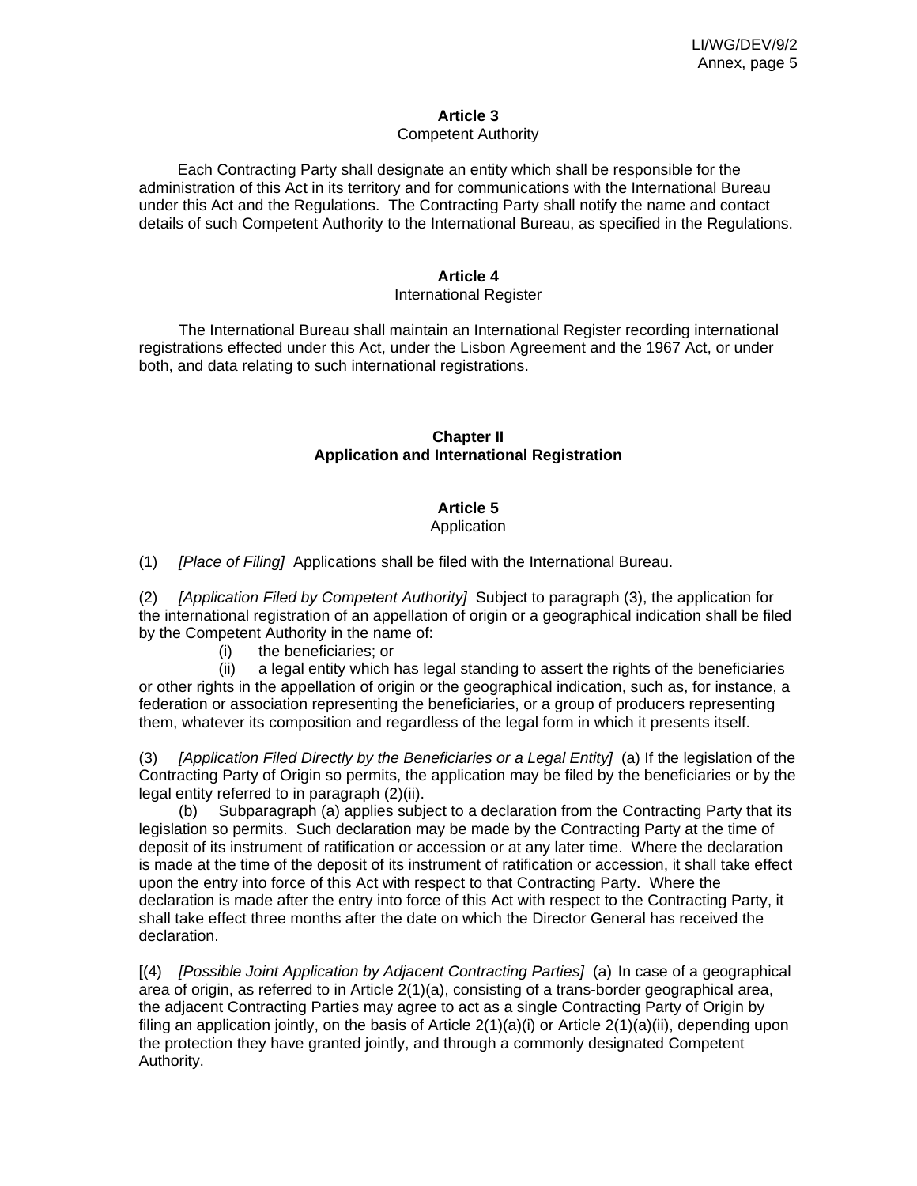### Article 3
Competent Authority

Each Contracting Party shall designate an entity which shall be responsible for the administration of this Act in its territory and for communications with the International Bureau under this Act and the Regulations. The Contracting Party shall notify the name and contact details of such Competent Authority to the International Bureau, as specified in the Regulations.

### Article 4
International Register

The International Bureau shall maintain an International Register recording international registrations effected under this Act, under the Lisbon Agreement and the 1967 Act, or under both, and data relating to such international registrations.

## Chapter II
## Application and International Registration

### Article 5
Application

(1) *[Place of Filing]* Applications shall be filed with the International Bureau.

(2) *[Application Filed by Competent Authority]* Subject to paragraph (3), the application for the international registration of an appellation of origin or a geographical indication shall be filed by the Competent Authority in the name of:

(i) the beneficiaries; or

(ii) a legal entity which has legal standing to assert the rights of the beneficiaries or other rights in the appellation of origin or the geographical indication, such as, for instance, a federation or association representing the beneficiaries, or a group of producers representing them, whatever its composition and regardless of the legal form in which it presents itself.

(3) *[Application Filed Directly by the Beneficiaries or a Legal Entity]* (a) If the legislation of the Contracting Party of Origin so permits, the application may be filed by the beneficiaries or by the legal entity referred to in paragraph (2)(ii).

(b) Subparagraph (a) applies subject to a declaration from the Contracting Party that its legislation so permits. Such declaration may be made by the Contracting Party at the time of deposit of its instrument of ratification or accession or at any later time. Where the declaration is made at the time of the deposit of its instrument of ratification or accession, it shall take effect upon the entry into force of this Act with respect to that Contracting Party. Where the declaration is made after the entry into force of this Act with respect to the Contracting Party, it shall take effect three months after the date on which the Director General has received the declaration.

[(4) *[Possible Joint Application by Adjacent Contracting Parties]* (a) In case of a geographical area of origin, as referred to in Article 2(1)(a), consisting of a trans-border geographical area, the adjacent Contracting Parties may agree to act as a single Contracting Party of Origin by filing an application jointly, on the basis of Article 2(1)(a)(i) or Article 2(1)(a)(ii), depending upon the protection they have granted jointly, and through a commonly designated Competent Authority.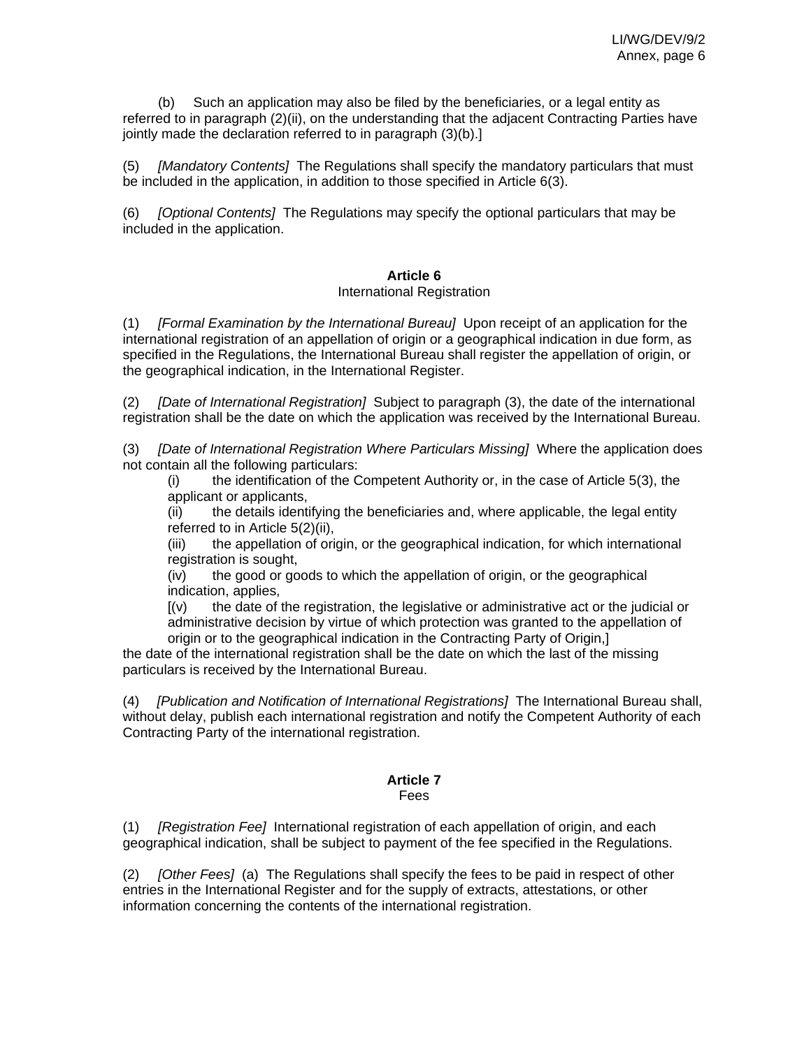(b) Such an application may also be filed by the beneficiaries, or a legal entity as referred to in paragraph (2)(ii), on the understanding that the adjacent Contracting Parties have jointly made the declaration referred to in paragraph (3)(b).]

(5) *[Mandatory Contents]* The Regulations shall specify the mandatory particulars that must be included in the application, in addition to those specified in Article 6(3).

(6) *[Optional Contents]* The Regulations may specify the optional particulars that may be included in the application.

**Article 6**
International Registration

(1) *[Formal Examination by the International Bureau]* Upon receipt of an application for the international registration of an appellation of origin or a geographical indication in due form, as specified in the Regulations, the International Bureau shall register the appellation of origin, or the geographical indication, in the International Register.

(2) *[Date of International Registration]* Subject to paragraph (3), the date of the international registration shall be the date on which the application was received by the International Bureau.

(3) *[Date of International Registration Where Particulars Missing]* Where the application does not contain all the following particulars:

(i) the identification of the Competent Authority or, in the case of Article 5(3), the applicant or applicants,

(ii) the details identifying the beneficiaries and, where applicable, the legal entity referred to in Article 5(2)(ii),

(iii) the appellation of origin, or the geographical indication, for which international registration is sought,

(iv) the good or goods to which the appellation of origin, or the geographical indication, applies,

[(v) the date of the registration, the legislative or administrative act or the judicial or administrative decision by virtue of which protection was granted to the appellation of origin or to the geographical indication in the Contracting Party of Origin,]

the date of the international registration shall be the date on which the last of the missing particulars is received by the International Bureau.

(4) *[Publication and Notification of International Registrations]* The International Bureau shall, without delay, publish each international registration and notify the Competent Authority of each Contracting Party of the international registration.

**Article 7**
Fees

(1) *[Registration Fee]* International registration of each appellation of origin, and each geographical indication, shall be subject to payment of the fee specified in the Regulations.

(2) *[Other Fees]* (a) The Regulations shall specify the fees to be paid in respect of other entries in the International Register and for the supply of extracts, attestations, or other information concerning the contents of the international registration.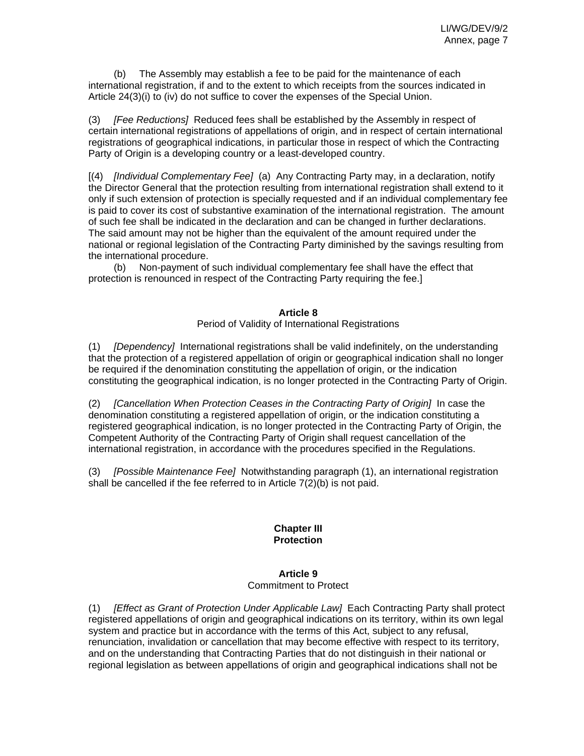(b) The Assembly may establish a fee to be paid for the maintenance of each international registration, if and to the extent to which receipts from the sources indicated in Article 24(3)(i) to (iv) do not suffice to cover the expenses of the Special Union.

(3) *[Fee Reductions]* Reduced fees shall be established by the Assembly in respect of certain international registrations of appellations of origin, and in respect of certain international registrations of geographical indications, in particular those in respect of which the Contracting Party of Origin is a developing country or a least-developed country.

[(4) *[Individual Complementary Fee]* (a) Any Contracting Party may, in a declaration, notify the Director General that the protection resulting from international registration shall extend to it only if such extension of protection is specially requested and if an individual complementary fee is paid to cover its cost of substantive examination of the international registration. The amount of such fee shall be indicated in the declaration and can be changed in further declarations. The said amount may not be higher than the equivalent of the amount required under the national or regional legislation of the Contracting Party diminished by the savings resulting from the international procedure.

(b) Non-payment of such individual complementary fee shall have the effect that protection is renounced in respect of the Contracting Party requiring the fee.]

### Article 8
Period of Validity of International Registrations

(1) *[Dependency]* International registrations shall be valid indefinitely, on the understanding that the protection of a registered appellation of origin or geographical indication shall no longer be required if the denomination constituting the appellation of origin, or the indication constituting the geographical indication, is no longer protected in the Contracting Party of Origin.

(2) *[Cancellation When Protection Ceases in the Contracting Party of Origin]* In case the denomination constituting a registered appellation of origin, or the indication constituting a registered geographical indication, is no longer protected in the Contracting Party of Origin, the Competent Authority of the Contracting Party of Origin shall request cancellation of the international registration, in accordance with the procedures specified in the Regulations.

(3) *[Possible Maintenance Fee]* Notwithstanding paragraph (1), an international registration shall be cancelled if the fee referred to in Article 7(2)(b) is not paid.

## Chapter III
## Protection

### Article 9
Commitment to Protect

(1) *[Effect as Grant of Protection Under Applicable Law]* Each Contracting Party shall protect registered appellations of origin and geographical indications on its territory, within its own legal system and practice but in accordance with the terms of this Act, subject to any refusal, renunciation, invalidation or cancellation that may become effective with respect to its territory, and on the understanding that Contracting Parties that do not distinguish in their national or regional legislation as between appellations of origin and geographical indications shall not be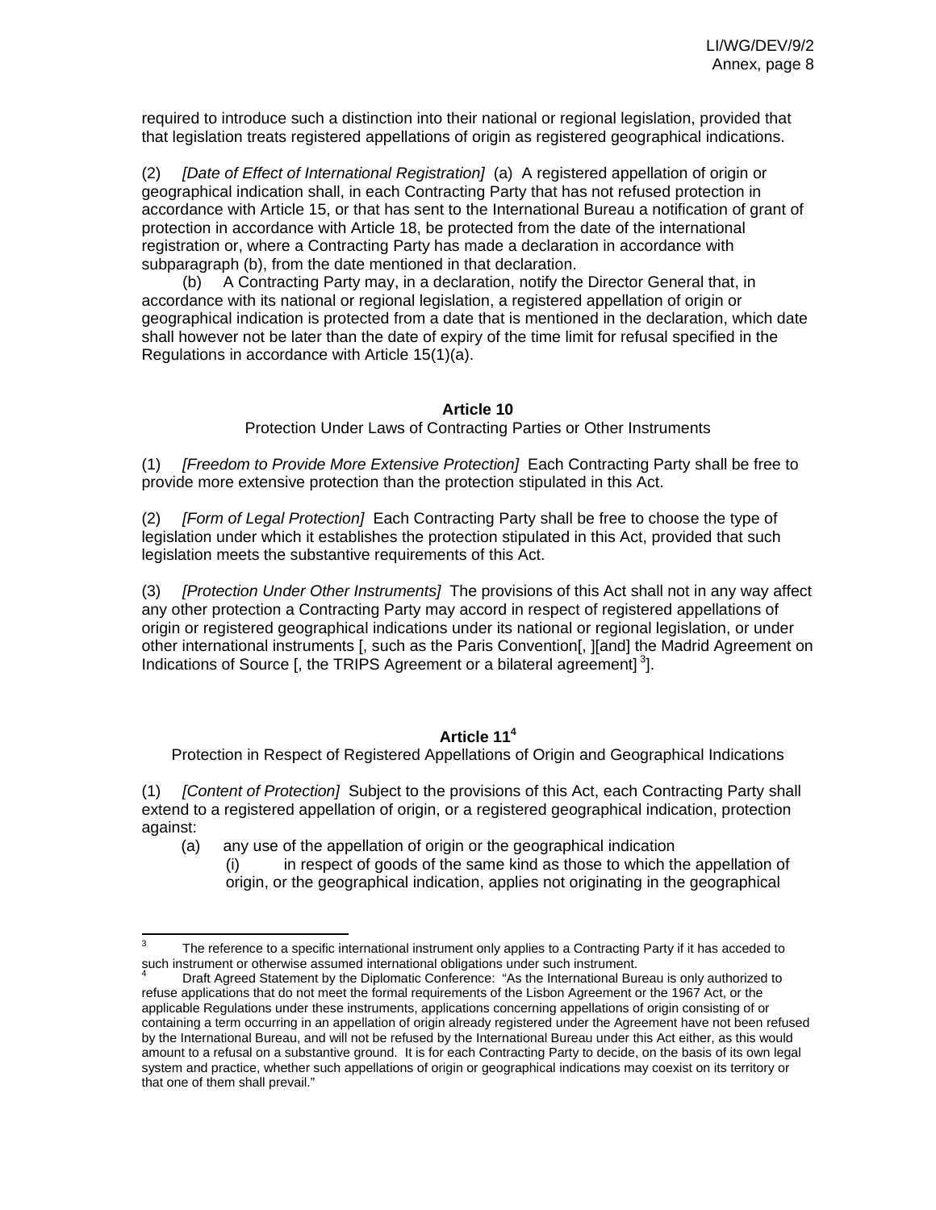required to introduce such a distinction into their national or regional legislation, provided that that legislation treats registered appellations of origin as registered geographical indications.

(2) *[Date of Effect of International Registration]* (a) A registered appellation of origin or geographical indication shall, in each Contracting Party that has not refused protection in accordance with Article 15, or that has sent to the International Bureau a notification of grant of protection in accordance with Article 18, be protected from the date of the international registration or, where a Contracting Party has made a declaration in accordance with subparagraph (b), from the date mentioned in that declaration.

(b) A Contracting Party may, in a declaration, notify the Director General that, in accordance with its national or regional legislation, a registered appellation of origin or geographical indication is protected from a date that is mentioned in the declaration, which date shall however not be later than the date of expiry of the time limit for refusal specified in the Regulations in accordance with Article 15(1)(a).

**Article 10**

Protection Under Laws of Contracting Parties or Other Instruments

(1) *[Freedom to Provide More Extensive Protection]* Each Contracting Party shall be free to provide more extensive protection than the protection stipulated in this Act.

(2) *[Form of Legal Protection]* Each Contracting Party shall be free to choose the type of legislation under which it establishes the protection stipulated in this Act, provided that such legislation meets the substantive requirements of this Act.

(3) *[Protection Under Other Instruments]* The provisions of this Act shall not in any way affect any other protection a Contracting Party may accord in respect of registered appellations of origin or registered geographical indications under its national or regional legislation, or under other international instruments [, such as the Paris Convention[, ][and] the Madrid Agreement on Indications of Source [, the TRIPS Agreement or a bilateral agreement] [3]].

**Article 11[4]**

Protection in Respect of Registered Appellations of Origin and Geographical Indications

(1) *[Content of Protection]* Subject to the provisions of this Act, each Contracting Party shall extend to a registered appellation of origin, or a registered geographical indication, protection against:

(a) any use of the appellation of origin or the geographical indication

(i) in respect of goods of the same kind as those to which the appellation of origin, or the geographical indication, applies not originating in the geographical

---

[3] The reference to a specific international instrument only applies to a Contracting Party if it has acceded to such instrument or otherwise assumed international obligations under such instrument.

[4] Draft Agreed Statement by the Diplomatic Conference: "As the International Bureau is only authorized to refuse applications that do not meet the formal requirements of the Lisbon Agreement or the 1967 Act, or the applicable Regulations under these instruments, applications concerning appellations of origin consisting of or containing a term occurring in an appellation of origin already registered under the Agreement have not been refused by the International Bureau, and will not be refused by the International Bureau under this Act either, as this would amount to a refusal on a substantive ground. It is for each Contracting Party to decide, on the basis of its own legal system and practice, whether such appellations of origin or geographical indications may coexist on its territory or that one of them shall prevail."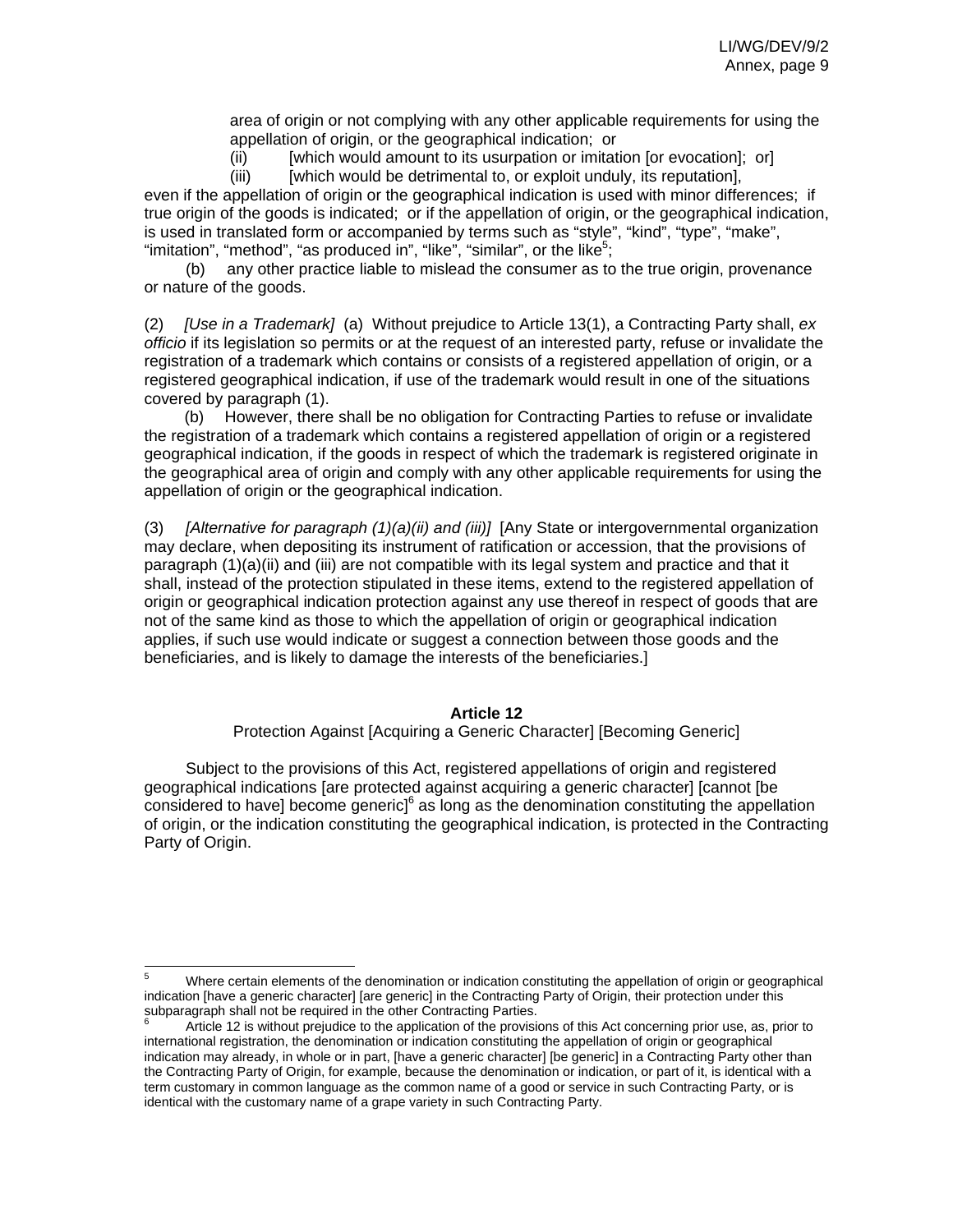area of origin or not complying with any other applicable requirements for using the appellation of origin, or the geographical indication; or

(ii) [which would amount to its usurpation or imitation [or evocation]; or]

(iii) [which would be detrimental to, or exploit unduly, its reputation],

even if the appellation of origin or the geographical indication is used with minor differences; if true origin of the goods is indicated; or if the appellation of origin, or the geographical indication, is used in translated form or accompanied by terms such as "style", "kind", "type", "make", "imitation", "method", "as produced in", "like", "similar", or the like[5];

(b) any other practice liable to mislead the consumer as to the true origin, provenance or nature of the goods.

(2) *[Use in a Trademark]* (a) Without prejudice to Article 13(1), a Contracting Party shall, *ex officio* if its legislation so permits or at the request of an interested party, refuse or invalidate the registration of a trademark which contains or consists of a registered appellation of origin, or a registered geographical indication, if use of the trademark would result in one of the situations covered by paragraph (1).

(b) However, there shall be no obligation for Contracting Parties to refuse or invalidate the registration of a trademark which contains a registered appellation of origin or a registered geographical indication, if the goods in respect of which the trademark is registered originate in the geographical area of origin and comply with any other applicable requirements for using the appellation of origin or the geographical indication.

(3) *[Alternative for paragraph (1)(a)(ii) and (iii)]* [Any State or intergovernmental organization may declare, when depositing its instrument of ratification or accession, that the provisions of paragraph (1)(a)(ii) and (iii) are not compatible with its legal system and practice and that it shall, instead of the protection stipulated in these items, extend to the registered appellation of origin or geographical indication protection against any use thereof in respect of goods that are not of the same kind as those to which the appellation of origin or geographical indication applies, if such use would indicate or suggest a connection between those goods and the beneficiaries, and is likely to damage the interests of the beneficiaries.]

**Article 12**

Protection Against [Acquiring a Generic Character] [Becoming Generic]

Subject to the provisions of this Act, registered appellations of origin and registered geographical indications [are protected against acquiring a generic character] [are generic] [cannot [be considered to have] become generic][6] as long as the denomination constituting the appellation of origin, or the indication constituting the geographical indication, is protected in the Contracting Party of Origin.

---

[5] Where certain elements of the denomination or indication constituting the appellation of origin or geographical indication [have a generic character] [are generic] in the Contracting Party of Origin, their protection under this subparagraph shall not be required in the other Contracting Parties.

[6] Article 12 is without prejudice to the application of the provisions of this Act concerning prior use, as, prior to international registration, the denomination or indication constituting the appellation of origin or geographical indication may already, in whole or in part, [have a generic character] [be generic] in a Contracting Party other than the Contracting Party of Origin, for example, because the denomination or indication, or part of it, is identical with a term customary in common language as the common name of a good or service in such Contracting Party, or is identical with the customary name of a grape variety in such Contracting Party.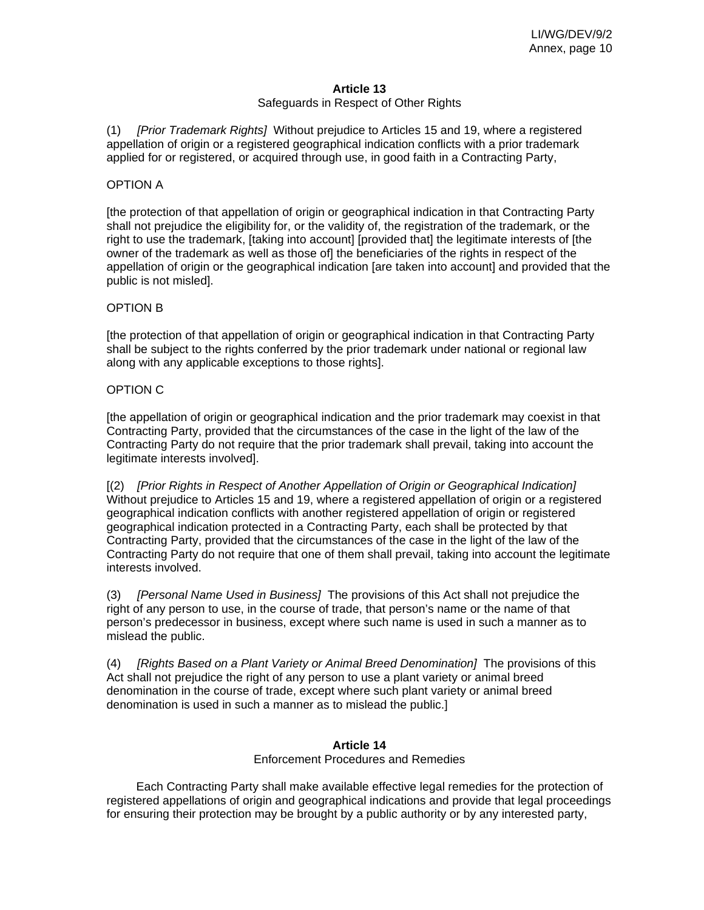**Article 13**

Safeguards in Respect of Other Rights

(1) *[Prior Trademark Rights]* Without prejudice to Articles 15 and 19, where a registered appellation of origin or a registered geographical indication conflicts with a prior trademark applied for or registered, or acquired through use, in good faith in a Contracting Party,

OPTION A

[the protection of that appellation of origin or geographical indication in that Contracting Party shall not prejudice the eligibility for, or the validity of, the registration of the trademark, or the right to use the trademark, [taking into account] [provided that] the legitimate interests of [the owner of the trademark as well as those of] the beneficiaries of the rights in respect of the appellation of origin or the geographical indication [are taken into account] and provided that the public is not misled].

OPTION B

[the protection of that appellation of origin or geographical indication in that Contracting Party shall be subject to the rights conferred by the prior trademark under national or regional law along with any applicable exceptions to those rights].

OPTION C

[the appellation of origin or geographical indication and the prior trademark may coexist in that Contracting Party, provided that the circumstances of the case in the light of the law of the Contracting Party do not require that the prior trademark shall prevail, taking into account the legitimate interests involved].

[(2) *[Prior Rights in Respect of Another Appellation of Origin or Geographical Indication]* Without prejudice to Articles 15 and 19, where a registered appellation of origin or a registered geographical indication conflicts with another registered appellation of origin or registered geographical indication protected in a Contracting Party, each shall be protected by that Contracting Party, provided that the circumstances of the case in the light of the law of the Contracting Party do not require that one of them shall prevail, taking into account the legitimate interests involved.

(3) *[Personal Name Used in Business]* The provisions of this Act shall not prejudice the right of any person to use, in the course of trade, that person's name or the name of that person's predecessor in business, except where such name is used in such a manner as to mislead the public.

(4) *[Rights Based on a Plant Variety or Animal Breed Denomination]* The provisions of this Act shall not prejudice the right of any person to use a plant variety or animal breed denomination in the course of trade, except where such plant variety or animal breed denomination is used in such a manner as to mislead the public.]

**Article 14**

Enforcement Procedures and Remedies

Each Contracting Party shall make available effective legal remedies for the protection of registered appellations of origin and geographical indications and provide that legal proceedings for ensuring their protection may be brought by a public authority or by any interested party,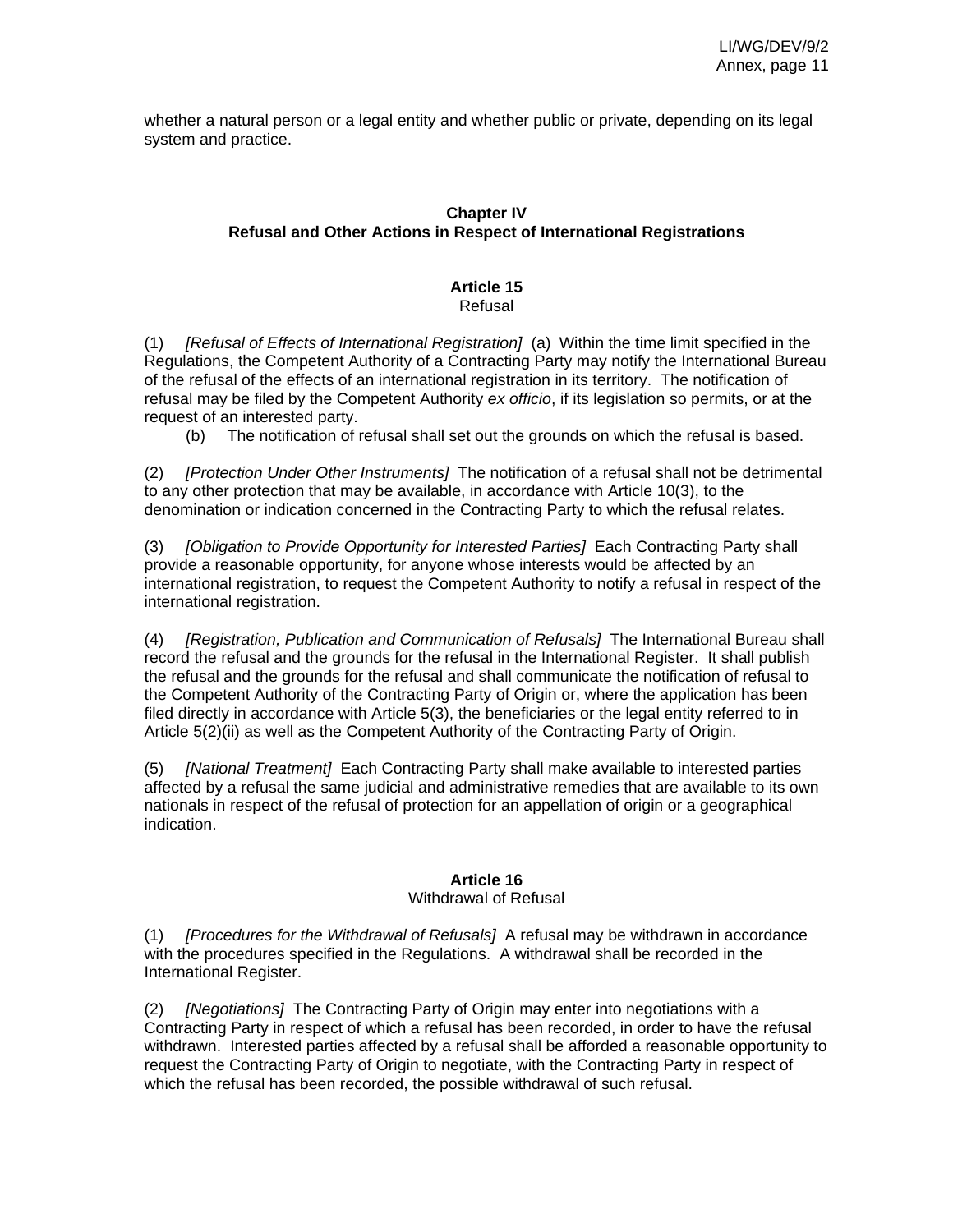whether a natural person or a legal entity and whether public or private, depending on its legal system and practice.

## Chapter IV
## Refusal and Other Actions in Respect of International Registrations

### Article 15
Refusal

(1) *[Refusal of Effects of International Registration]* (a) Within the time limit specified in the Regulations, the Competent Authority of a Contracting Party may notify the International Bureau of the refusal of the effects of an international registration in its territory. The notification of refusal may be filed by the Competent Authority *ex officio*, if its legislation so permits, or at the request of an interested party.

(b) The notification of refusal shall set out the grounds on which the refusal is based.

(2) *[Protection Under Other Instruments]* The notification of a refusal shall not be detrimental to any other protection that may be available, in accordance with Article 10(3), to the denomination or indication concerned in the Contracting Party to which the refusal relates.

(3) *[Obligation to Provide Opportunity for Interested Parties]* Each Contracting Party shall provide a reasonable opportunity, for anyone whose interests would be affected by an international registration, to request the Competent Authority to notify a refusal in respect of the international registration.

(4) *[Registration, Publication and Communication of Refusals]* The International Bureau shall record the refusal and the grounds for the refusal in the International Register. It shall publish the refusal and the grounds for the refusal and shall communicate the notification of refusal to the Competent Authority of the Contracting Party of Origin or, where the application has been filed directly in accordance with Article 5(3), the beneficiaries or the legal entity referred to in Article 5(2)(ii) as well as the Competent Authority of the Contracting Party of Origin.

(5) *[National Treatment]* Each Contracting Party shall make available to interested parties affected by a refusal the same judicial and administrative remedies that are available to its own nationals in respect of the refusal of protection for an appellation of origin or a geographical indication.

### Article 16
Withdrawal of Refusal

(1) *[Procedures for the Withdrawal of Refusals]* A refusal may be withdrawn in accordance with the procedures specified in the Regulations. A withdrawal shall be recorded in the International Register.

(2) *[Negotiations]* The Contracting Party of Origin may enter into negotiations with a Contracting Party in respect of which a refusal has been recorded, in order to have the refusal withdrawn. Interested parties affected by a refusal shall be afforded a reasonable opportunity to request the Contracting Party of Origin to negotiate, with the Contracting Party in respect of which the refusal has been recorded, the possible withdrawal of such refusal.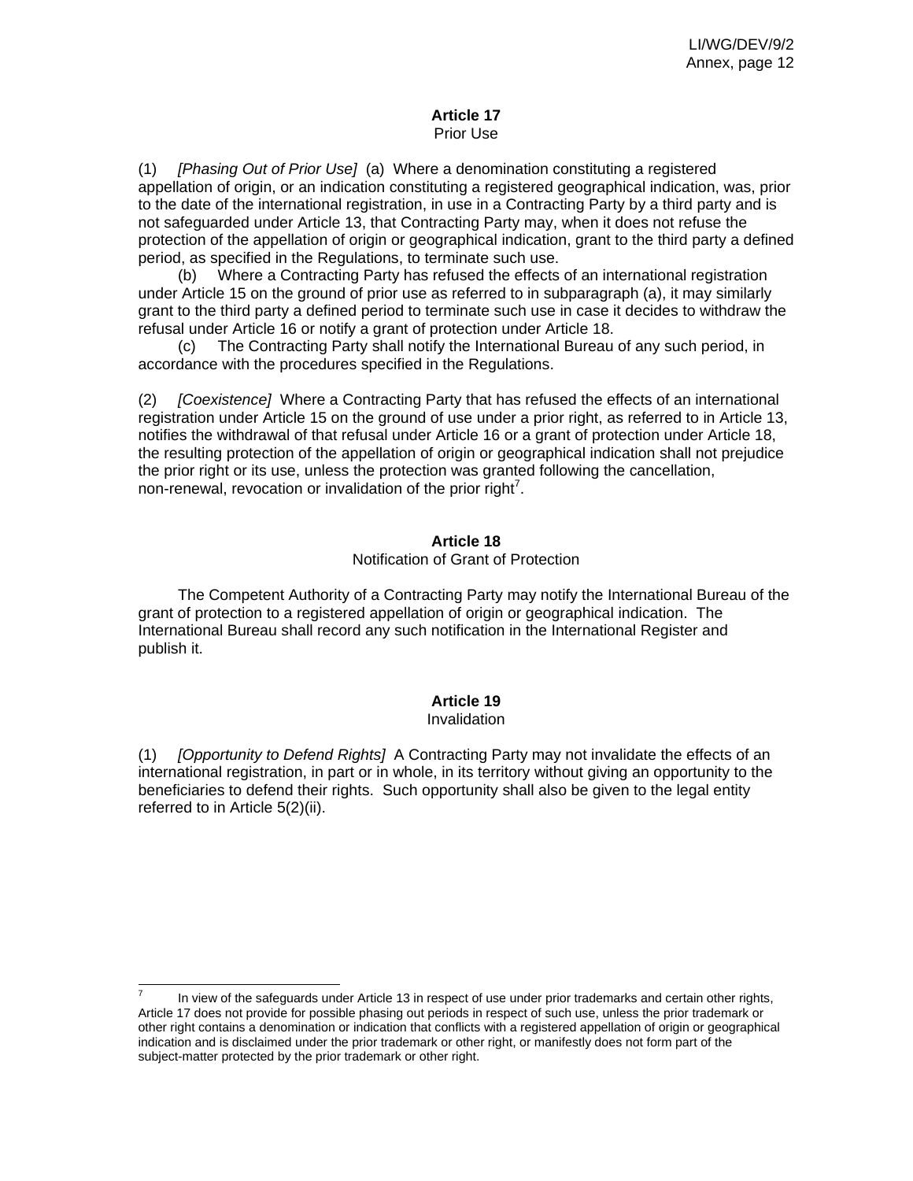### Article 17
Prior Use

(1) *[Phasing Out of Prior Use]* (a) Where a denomination constituting a registered appellation of origin, or an indication constituting a registered geographical indication, was, prior to the date of the international registration, in use in a Contracting Party by a third party and is not safeguarded under Article 13, that Contracting Party may, when it does not refuse the protection of the appellation of origin or geographical indication, grant to the third party a defined period, as specified in the Regulations, to terminate such use.

(b) Where a Contracting Party has refused the effects of an international registration under Article 15 on the ground of prior use as referred to in subparagraph (a), it may similarly grant to the third party a defined period to terminate such use in case it decides to withdraw the refusal under Article 16 or notify a grant of protection under Article 18.

(c) The Contracting Party shall notify the International Bureau of any such period, in accordance with the procedures specified in the Regulations.

(2) *[Coexistence]* Where a Contracting Party that has refused the effects of an international registration under Article 15 on the ground of use under a prior right, as referred to in Article 13, notifies the withdrawal of that refusal under Article 16 or a grant of protection under Article 18, the resulting protection of the appellation of origin or geographical indication shall not prejudice the prior right or its use, unless the protection was granted following the cancellation, non-renewal, revocation or invalidation of the prior right[7].

### Article 18
Notification of Grant of Protection

The Competent Authority of a Contracting Party may notify the International Bureau of the grant of protection to a registered appellation of origin or geographical indication. The International Bureau shall record any such notification in the International Register and publish it.

### Article 19
Invalidation

(1) *[Opportunity to Defend Rights]* A Contracting Party may not invalidate the effects of an international registration, in part or in whole, in its territory without giving an opportunity to the beneficiaries to defend their rights. Such opportunity shall also be given to the legal entity referred to in Article 5(2)(ii).

---

[7] In view of the safeguards under Article 13 in respect of use under prior trademarks and certain other rights, Article 17 does not provide for possible phasing out periods in respect of such use, unless the prior trademark or other right contains a denomination or indication that conflicts with a registered appellation of origin or geographical indication and is disclaimed under the prior trademark or other right, or manifestly does not form part of the subject-matter protected by the prior trademark or other right.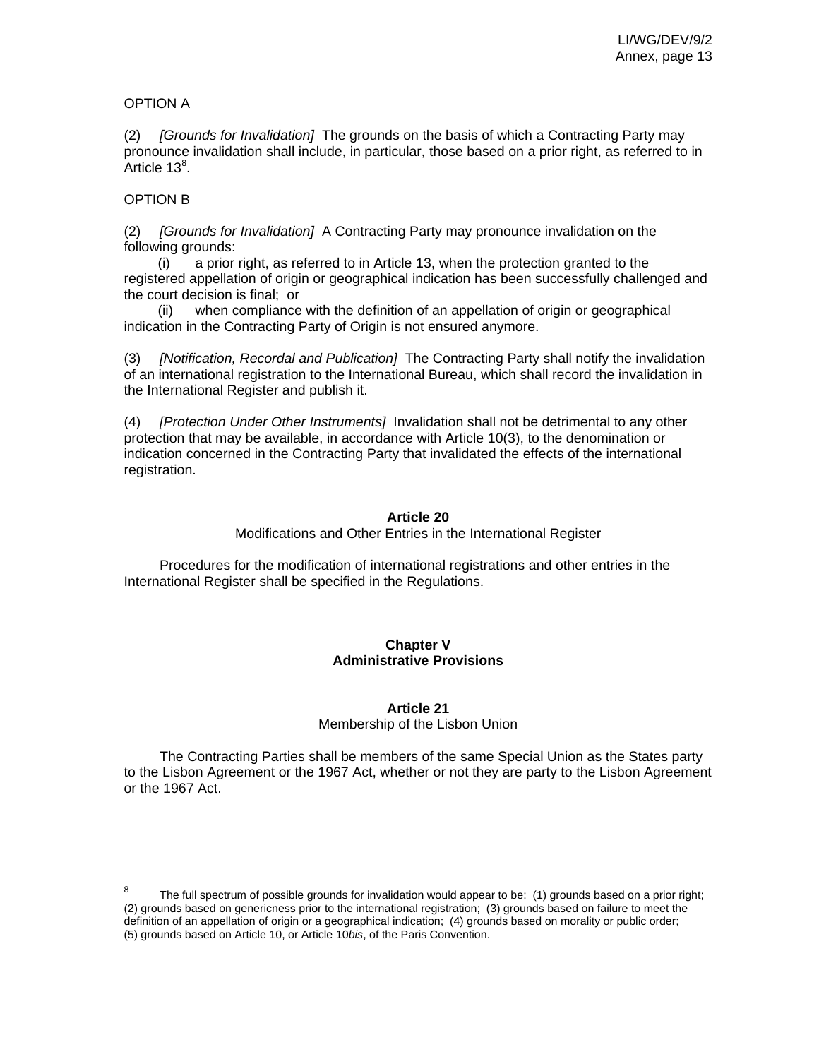OPTION A

(2) *[Grounds for Invalidation]* The grounds on the basis of which a Contracting Party may pronounce invalidation shall include, in particular, those based on a prior right, as referred to in Article 13[8].

OPTION B

(2) *[Grounds for Invalidation]* A Contracting Party may pronounce invalidation on the following grounds:

(i) a prior right, as referred to in Article 13, when the protection granted to the registered appellation of origin or geographical indication has been successfully challenged and the court decision is final; or

(ii) when compliance with the definition of an appellation of origin or geographical indication in the Contracting Party of Origin is not ensured anymore.

(3) *[Notification, Recordal and Publication]* The Contracting Party shall notify the invalidation of an international registration to the International Bureau, which shall record the invalidation in the International Register and publish it.

(4) *[Protection Under Other Instruments]* Invalidation shall not be detrimental to any other protection that may be available, in accordance with Article 10(3), to the denomination or indication concerned in the Contracting Party that invalidated the effects of the international registration.

**Article 20**
Modifications and Other Entries in the International Register

Procedures for the modification of international registrations and other entries in the International Register shall be specified in the Regulations.

**Chapter V**
**Administrative Provisions**

**Article 21**
Membership of the Lisbon Union

The Contracting Parties shall be members of the same Special Union as the States party to the Lisbon Agreement or the 1967 Act, whether or not they are party to the Lisbon Agreement or the 1967 Act.

---

[8] The full spectrum of possible grounds for invalidation would appear to be: (1) grounds based on a prior right; (2) grounds based on genericness prior to the international registration; (3) grounds based on failure to meet the definition of an appellation of origin or a geographical indication; (4) grounds based on morality or public order; (5) grounds based on Article 10, or Article 10*bis*, of the Paris Convention.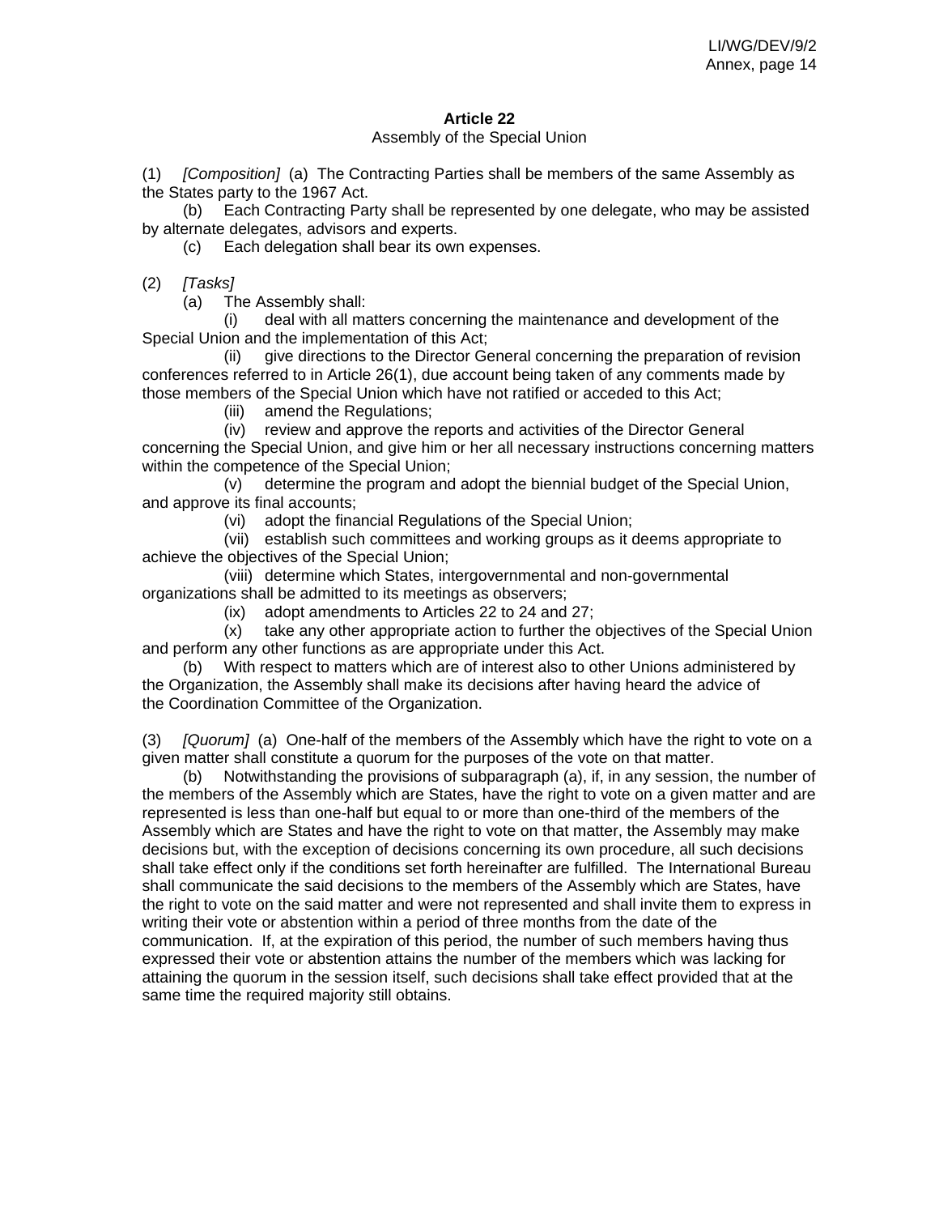### Article 22

Assembly of the Special Union

(1) *[Composition]* (a) The Contracting Parties shall be members of the same Assembly as the States party to the 1967 Act.

(b) Each Contracting Party shall be represented by one delegate, who may be assisted by alternate delegates, advisors and experts.

(c) Each delegation shall bear its own expenses.

(2) *[Tasks]*

(a) The Assembly shall:

(i) deal with all matters concerning the maintenance and development of the Special Union and the implementation of this Act;

(ii) give directions to the Director General concerning the preparation of revision conferences referred to in Article 26(1), due account being taken of any comments made by those members of the Special Union which have not ratified or acceded to this Act;

(iii) amend the Regulations;

(iv) review and approve the reports and activities of the Director General concerning the Special Union, and give him or her all necessary instructions concerning matters within the competence of the Special Union;

(v) determine the program and adopt the biennial budget of the Special Union, and approve its final accounts;

(vi) adopt the financial Regulations of the Special Union;

(vii) establish such committees and working groups as it deems appropriate to achieve the objectives of the Special Union;

(viii) determine which States, intergovernmental and non-governmental organizations shall be admitted to its meetings as observers;

(ix) adopt amendments to Articles 22 to 24 and 27;

(x) take any other appropriate action to further the objectives of the Special Union and perform any other functions as are appropriate under this Act.

(b) With respect to matters which are of interest also to other Unions administered by the Organization, the Assembly shall make its decisions after having heard the advice of the Coordination Committee of the Organization.

(3) *[Quorum]* (a) One-half of the members of the Assembly which have the right to vote on a given matter shall constitute a quorum for the purposes of the vote on that matter.

(b) Notwithstanding the provisions of subparagraph (a), if, in any session, the number of the members of the Assembly which are States, have the right to vote on a given matter and are represented is less than one-half but equal to or more than one-third of the members of the Assembly which are States and have the right to vote on that matter, the Assembly may make decisions but, with the exception of decisions concerning its own procedure, all such decisions shall take effect only if the conditions set forth hereinafter are fulfilled. The International Bureau shall communicate the said decisions to the members of the Assembly which are States, have the right to vote on the said matter and were not represented and shall invite them to express in writing their vote or abstention within a period of three months from the date of the communication. If, at the expiration of this period, the number of such members having thus expressed their vote or abstention attains the number of the members which was lacking for attaining the quorum in the session itself, such decisions shall take effect provided that at the same time the required majority still obtains.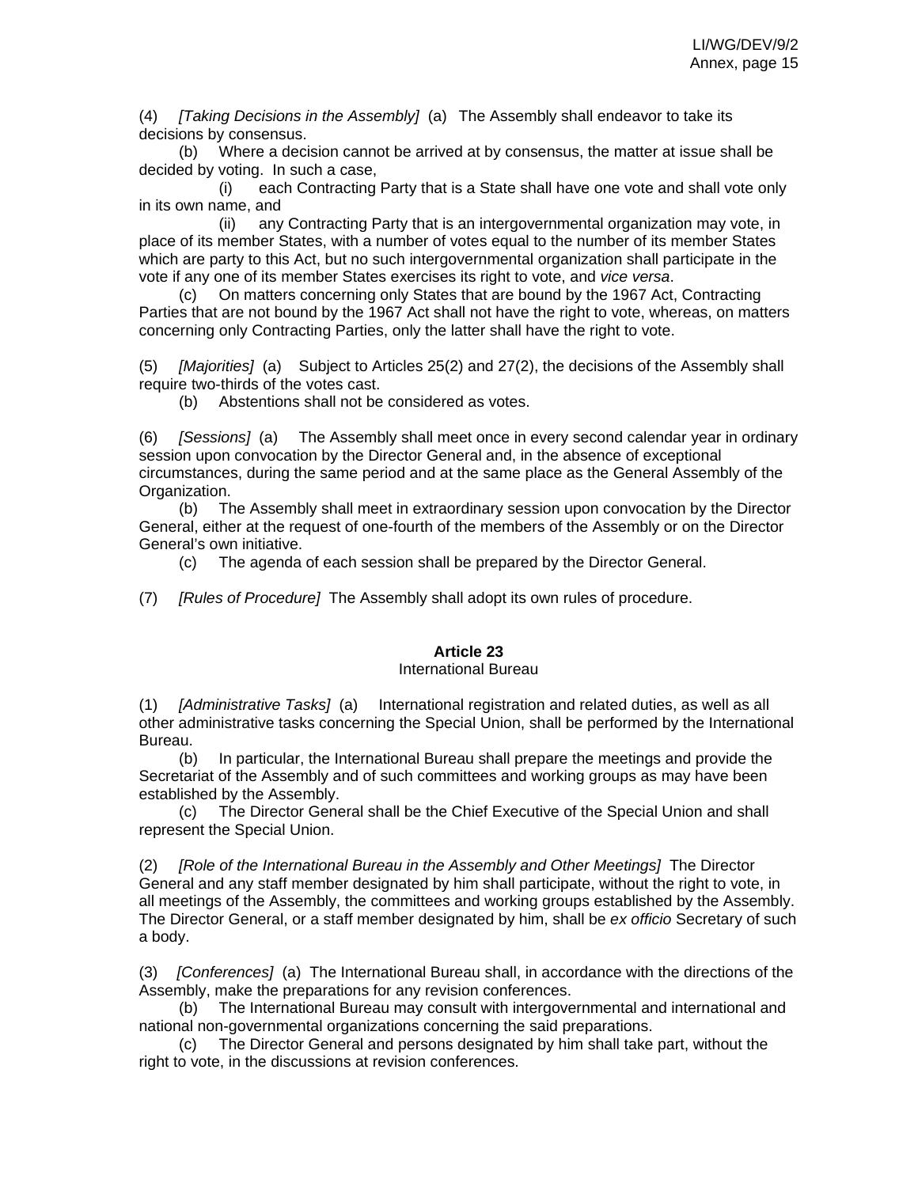(4) *[Taking Decisions in the Assembly]* (a) The Assembly shall endeavor to take its decisions by consensus.

(b) Where a decision cannot be arrived at by consensus, the matter at issue shall be decided by voting. In such a case,

(i) each Contracting Party that is a State shall have one vote and shall vote only in its own name, and

(ii) any Contracting Party that is an intergovernmental organization may vote, in place of its member States, with a number of votes equal to the number of its member States which are party to this Act, but no such intergovernmental organization shall participate in the vote if any one of its member States exercises its right to vote, and *vice versa*.

(c) On matters concerning only States that are bound by the 1967 Act, Contracting Parties that are not bound by the 1967 Act shall not have the right to vote, whereas, on matters concerning only Contracting Parties, only the latter shall have the right to vote.

(5) *[Majorities]* (a) Subject to Articles 25(2) and 27(2), the decisions of the Assembly shall require two-thirds of the votes cast.

(b) Abstentions shall not be considered as votes.

(6) *[Sessions]* (a) The Assembly shall meet once in every second calendar year in ordinary session upon convocation by the Director General and, in the absence of exceptional circumstances, during the same period and at the same place as the General Assembly of the Organization.

(b) The Assembly shall meet in extraordinary session upon convocation by the Director General, either at the request of one-fourth of the members of the Assembly or on the Director General's own initiative.

(c) The agenda of each session shall be prepared by the Director General.

(7) *[Rules of Procedure]* The Assembly shall adopt its own rules of procedure.

## Article 23
International Bureau

(1) *[Administrative Tasks]* (a) International registration and related duties, as well as all other administrative tasks concerning the Special Union, shall be performed by the International Bureau.

(b) In particular, the International Bureau shall prepare the meetings and provide the Secretariat of the Assembly and of such committees and working groups as may have been established by the Assembly.

(c) The Director General shall be the Chief Executive of the Special Union and shall represent the Special Union.

(2) *[Role of the International Bureau in the Assembly and Other Meetings]* The Director General and any staff member designated by him shall participate, without the right to vote, in all meetings of the Assembly, the committees and working groups established by the Assembly. The Director General, or a staff member designated by him, shall be *ex officio* Secretary of such a body.

(3) *[Conferences]* (a) The International Bureau shall, in accordance with the directions of the Assembly, make the preparations for any revision conferences.

(b) The International Bureau may consult with intergovernmental and international and national non-governmental organizations concerning the said preparations.

(c) The Director General and persons designated by him shall take part, without the right to vote, in the discussions at revision conferences.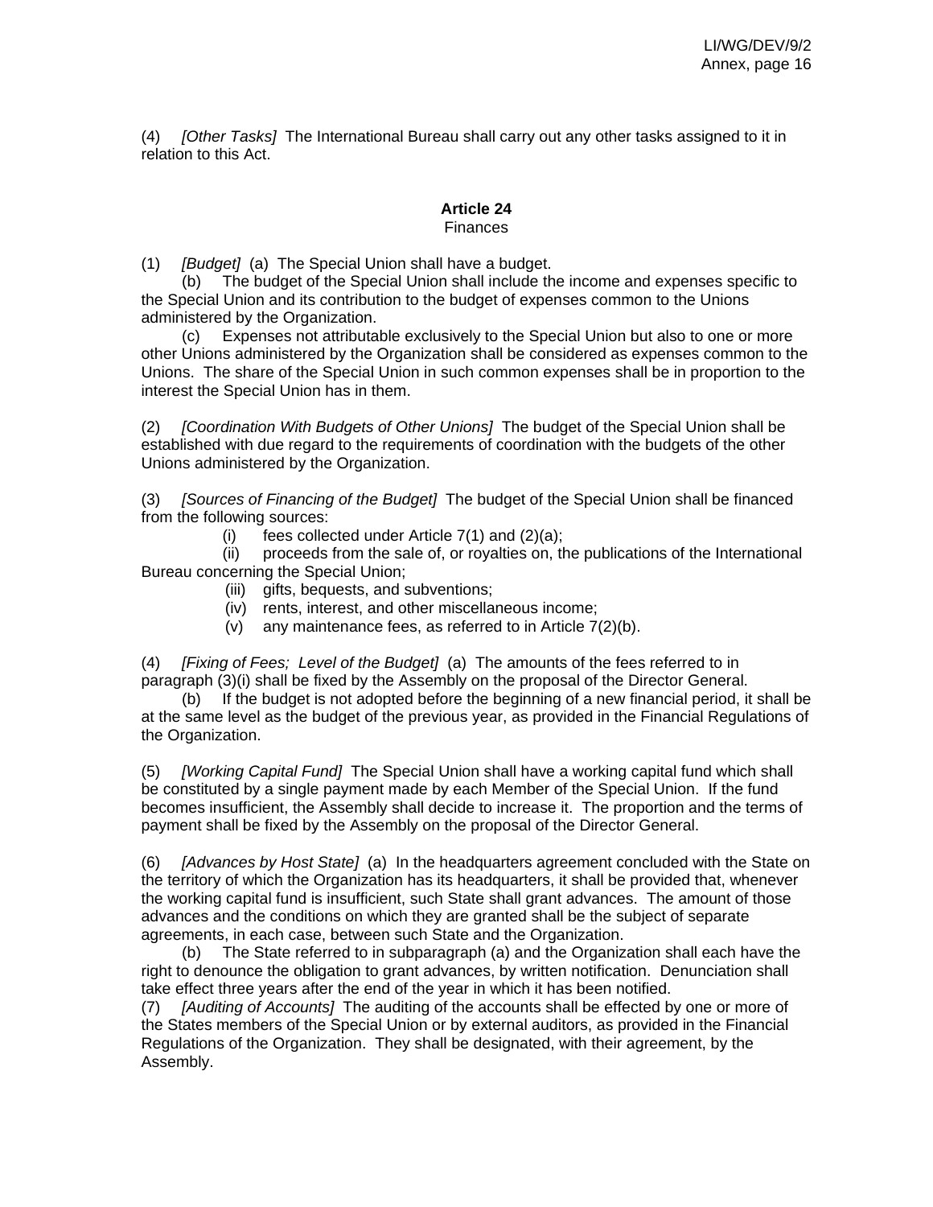(4) *[Other Tasks]* The International Bureau shall carry out any other tasks assigned to it in relation to this Act.

**Article 24**
Finances

(1) *[Budget]* (a) The Special Union shall have a budget.

(b) The budget of the Special Union shall include the income and expenses specific to the Special Union and its contribution to the budget of expenses common to the Unions administered by the Organization.

(c) Expenses not attributable exclusively to the Special Union but also to one or more other Unions administered by the Organization shall be considered as expenses common to the Unions. The share of the Special Union in such common expenses shall be in proportion to the interest the Special Union has in them.

(2) *[Coordination With Budgets of Other Unions]* The budget of the Special Union shall be established with due regard to the requirements of coordination with the budgets of the other Unions administered by the Organization.

(3) *[Sources of Financing of the Budget]* The budget of the Special Union shall be financed from the following sources:

(i) fees collected under Article 7(1) and (2)(a);

(ii) proceeds from the sale of, or royalties on, the publications of the International Bureau concerning the Special Union;

(iii) gifts, bequests, and subventions;

(iv) rents, interest, and other miscellaneous income;

(v) any maintenance fees, as referred to in Article 7(2)(b).

(4) *[Fixing of Fees; Level of the Budget]* (a) The amounts of the fees referred to in paragraph (3)(i) shall be fixed by the Assembly on the proposal of the Director General.

(b) If the budget is not adopted before the beginning of a new financial period, it shall be at the same level as the budget of the previous year, as provided in the Financial Regulations of the Organization.

(5) *[Working Capital Fund]* The Special Union shall have a working capital fund which shall be constituted by a single payment made by each Member of the Special Union. If the fund becomes insufficient, the Assembly shall decide to increase it. The proportion and the terms of payment shall be fixed by the Assembly on the proposal of the Director General.

(6) *[Advances by Host State]* (a) In the headquarters agreement concluded with the State on the territory of which the Organization has its headquarters, it shall be provided that, whenever the working capital fund is insufficient, such State shall grant advances. The amount of those advances and the conditions on which they are granted shall be the subject of separate agreements, in each case, between such State and the Organization.

(b) The State referred to in subparagraph (a) and the Organization shall each have the right to denounce the obligation to grant advances, by written notification. Denunciation shall take effect three years after the end of the year in which it has been notified.

(7) *[Auditing of Accounts]* The auditing of the accounts shall be effected by one or more of the States members of the Special Union or by external auditors, as provided in the Financial Regulations of the Organization. They shall be designated, with their agreement, by the Assembly.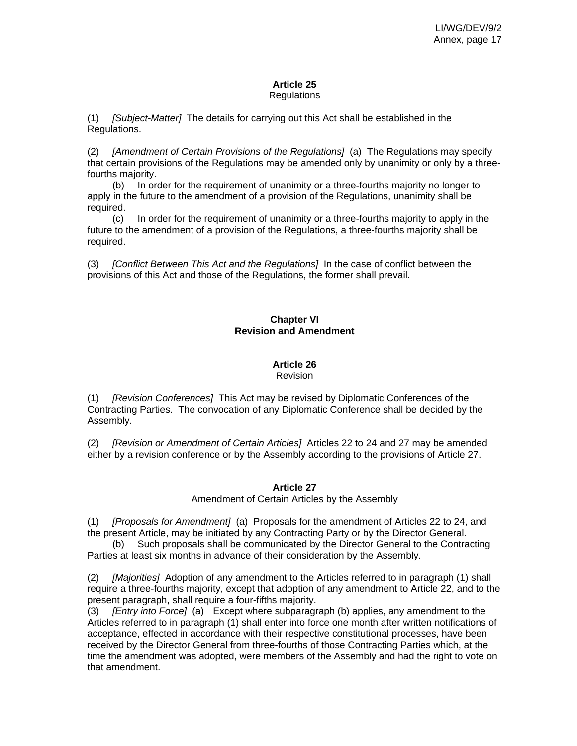### Article 25
Regulations

(1) *[Subject-Matter]* The details for carrying out this Act shall be established in the Regulations.

(2) *[Amendment of Certain Provisions of the Regulations]* (a) The Regulations may specify that certain provisions of the Regulations may be amended only by unanimity or only by a three-fourths majority.

(b) In order for the requirement of unanimity or a three-fourths majority no longer to apply in the future to the amendment of a provision of the Regulations, unanimity shall be required.

(c) In order for the requirement of unanimity or a three-fourths majority to apply in the future to the amendment of a provision of the Regulations, a three-fourths majority shall be required.

(3) *[Conflict Between This Act and the Regulations]* In the case of conflict between the provisions of this Act and those of the Regulations, the former shall prevail.

## Chapter VI
## Revision and Amendment

### Article 26
Revision

(1) *[Revision Conferences]* This Act may be revised by Diplomatic Conferences of the Contracting Parties. The convocation of any Diplomatic Conference shall be decided by the Assembly.

(2) *[Revision or Amendment of Certain Articles]* Articles 22 to 24 and 27 may be amended either by a revision conference or by the Assembly according to the provisions of Article 27.

### Article 27
Amendment of Certain Articles by the Assembly

(1) *[Proposals for Amendment]* (a) Proposals for the amendment of Articles 22 to 24, and the present Article, may be initiated by any Contracting Party or by the Director General.

(b) Such proposals shall be communicated by the Director General to the Contracting Parties at least six months in advance of their consideration by the Assembly.

(2) *[Majorities]* Adoption of any amendment to the Articles referred to in paragraph (1) shall require a three-fourths majority, except that adoption of any amendment to Article 22, and to the present paragraph, shall require a four-fifths majority.

(3) *[Entry into Force]* (a) Except where subparagraph (b) applies, any amendment to the Articles referred to in paragraph (1) shall enter into force one month after written notifications of acceptance, effected in accordance with their respective constitutional processes, have been received by the Director General from three-fourths of those Contracting Parties which, at the time the amendment was adopted, were members of the Assembly and had the right to vote on that amendment.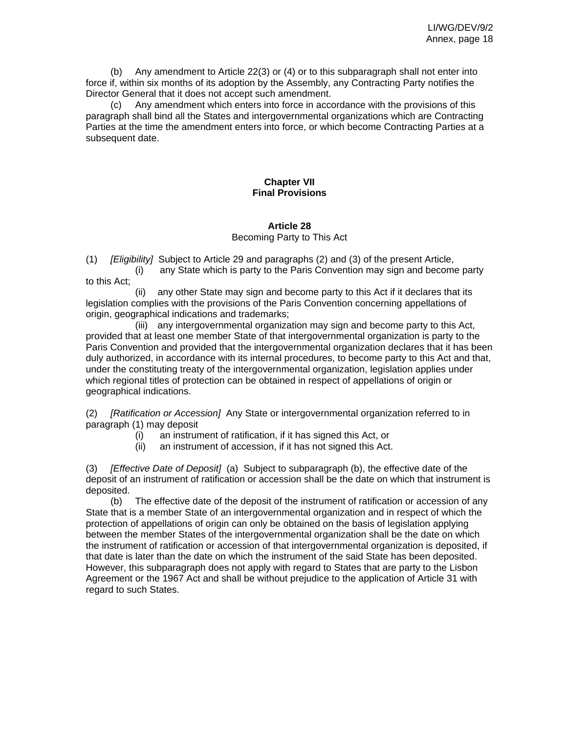(b) Any amendment to Article 22(3) or (4) or to this subparagraph shall not enter into force if, within six months of its adoption by the Assembly, any Contracting Party notifies the Director General that it does not accept such amendment.

(c) Any amendment which enters into force in accordance with the provisions of this paragraph shall bind all the States and intergovernmental organizations which are Contracting Parties at the time the amendment enters into force, or which become Contracting Parties at a subsequent date.

## Chapter VII
## Final Provisions

### Article 28
Becoming Party to This Act

(1) *[Eligibility]* Subject to Article 29 and paragraphs (2) and (3) of the present Article,

(i) any State which is party to the Paris Convention may sign and become party to this Act;

(ii) any other State may sign and become party to this Act if it declares that its legislation complies with the provisions of the Paris Convention concerning appellations of origin, geographical indications and trademarks;

(iii) any intergovernmental organization may sign and become party to this Act, provided that at least one member State of that intergovernmental organization is party to the Paris Convention and provided that the intergovernmental organization declares that it has been duly authorized, in accordance with its internal procedures, to become party to this Act and that, under the constituting treaty of the intergovernmental organization, legislation applies under which regional titles of protection can be obtained in respect of appellations of origin or geographical indications.

(2) *[Ratification or Accession]* Any State or intergovernmental organization referred to in paragraph (1) may deposit

(i) an instrument of ratification, if it has signed this Act, or

(ii) an instrument of accession, if it has not signed this Act.

(3) *[Effective Date of Deposit]* (a) Subject to subparagraph (b), the effective date of the deposit of an instrument of ratification or accession shall be the date on which that instrument is deposited.

(b) The effective date of the deposit of the instrument of ratification or accession of any State that is a member State of an intergovernmental organization and in respect of which the protection of appellations of origin can only be obtained on the basis of legislation applying between the member States of the intergovernmental organization shall be the date on which the instrument of ratification or accession of that intergovernmental organization is deposited, if that date is later than the date on which the instrument of the said State has been deposited. However, this subparagraph does not apply with regard to States that are party to the Lisbon Agreement or the 1967 Act and shall be without prejudice to the application of Article 31 with regard to such States.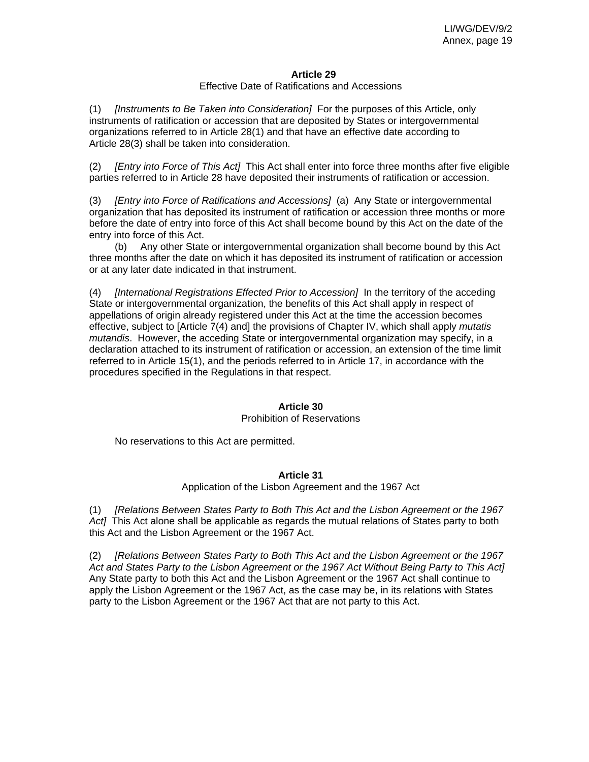**Article 29**

Effective Date of Ratifications and Accessions

(1) *[Instruments to Be Taken into Consideration]* For the purposes of this Article, only instruments of ratification or accession that are deposited by States or intergovernmental organizations referred to in Article 28(1) and that have an effective date according to Article 28(3) shall be taken into consideration.

(2) *[Entry into Force of This Act]* This Act shall enter into force three months after five eligible parties referred to in Article 28 have deposited their instruments of ratification or accession.

(3) *[Entry into Force of Ratifications and Accessions]* (a) Any State or intergovernmental organization that has deposited its instrument of ratification or accession three months or more before the date of entry into force of this Act shall become bound by this Act on the date of the entry into force of this Act.

(b) Any other State or intergovernmental organization shall become bound by this Act three months after the date on which it has deposited its instrument of ratification or accession or at any later date indicated in that instrument.

(4) *[International Registrations Effected Prior to Accession]* In the territory of the acceding State or intergovernmental organization, the benefits of this Act shall apply in respect of appellations of origin already registered under this Act at the time the accession becomes effective, subject to [Article 7(4) and] the provisions of Chapter IV, which shall apply *mutatis mutandis*. However, the acceding State or intergovernmental organization may specify, in a declaration attached to its instrument of ratification or accession, an extension of the time limit referred to in Article 15(1), and the periods referred to in Article 17, in accordance with the procedures specified in the Regulations in that respect.

**Article 30**

Prohibition of Reservations

No reservations to this Act are permitted.

**Article 31**

Application of the Lisbon Agreement and the 1967 Act

(1) *[Relations Between States Party to Both This Act and the Lisbon Agreement or the 1967 Act]* This Act alone shall be applicable as regards the mutual relations of States party to both this Act and the Lisbon Agreement or the 1967 Act.

(2) *[Relations Between States Party to Both This Act and the Lisbon Agreement or the 1967 Act and States Party to the Lisbon Agreement or the 1967 Act Without Being Party to This Act]* Any State party to both this Act and the Lisbon Agreement or the 1967 Act shall continue to apply the Lisbon Agreement or the 1967 Act, as the case may be, in its relations with States party to the Lisbon Agreement or the 1967 Act that are not party to this Act.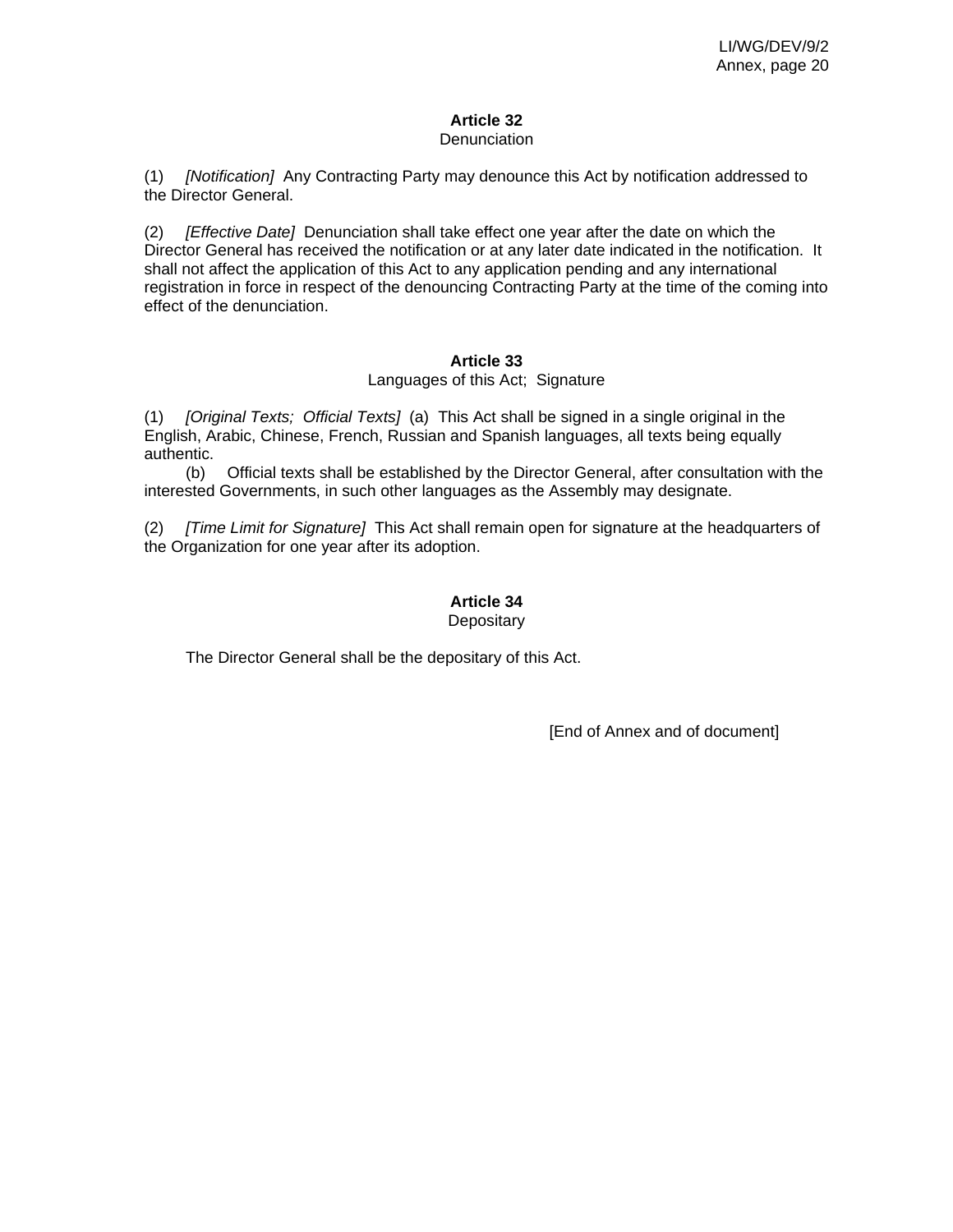### Article 32
Denunciation

(1) *[Notification]* Any Contracting Party may denounce this Act by notification addressed to the Director General.

(2) *[Effective Date]* Denunciation shall take effect one year after the date on which the Director General has received the notification or at any later date indicated in the notification. It shall not affect the application of this Act to any application pending and any international registration in force in respect of the denouncing Contracting Party at the time of the coming into effect of the denunciation.

### Article 33
Languages of this Act; Signature

(1) *[Original Texts; Official Texts]* (a) This Act shall be signed in a single original in the English, Arabic, Chinese, French, Russian and Spanish languages, all texts being equally authentic.

(b) Official texts shall be established by the Director General, after consultation with the interested Governments, in such other languages as the Assembly may designate.

(2) *[Time Limit for Signature]* This Act shall remain open for signature at the headquarters of the Organization for one year after its adoption.

### Article 34
Depositary

The Director General shall be the depositary of this Act.

[End of Annex and of document]